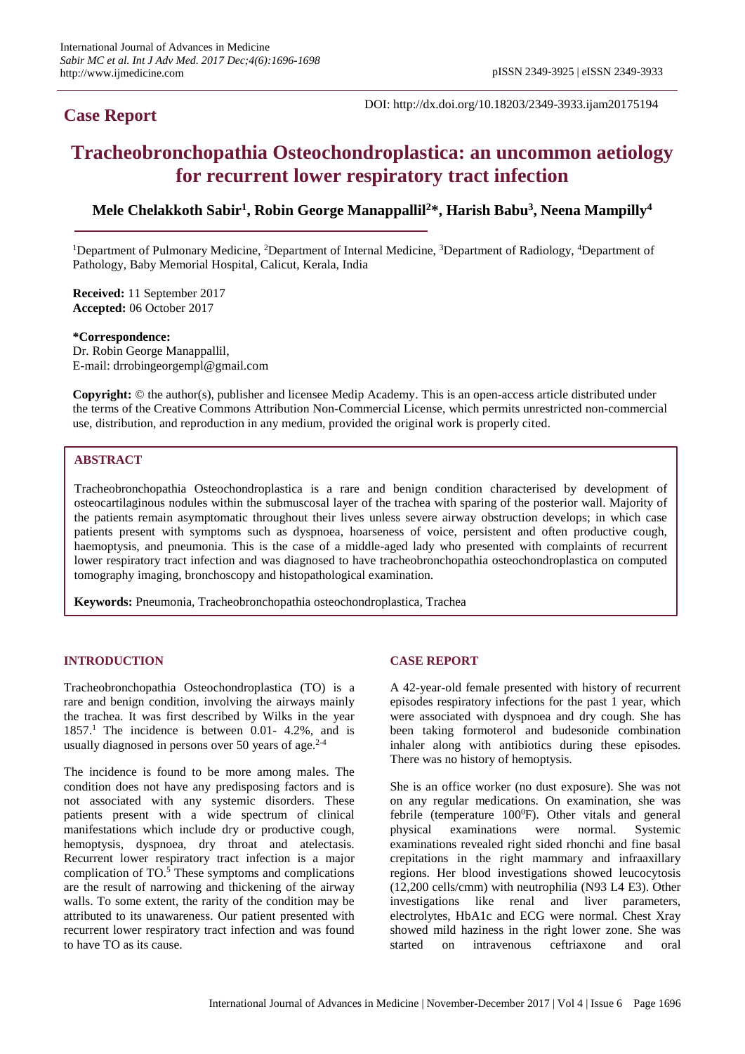## Case Report

DOI: http://dx.doi.org/10.18203/2349-3933.ijam20175194

# Tracheobronchopathia Osteochondroplastica: an uncommon aetiology for recurrent lower respiratory tract infection

**Mele Chelakkoth Sabir[1], Robin George Manappallil[2]\*, Harish Babu[3], Neena Mampilly[4]**

[1]Department of Pulmonary Medicine, [2]Department of Internal Medicine, [3]Department of Radiology, [4]Department of Pathology, Baby Memorial Hospital, Calicut, Kerala, India

**Received:** 11 September 2017
**Accepted:** 06 October 2017

**\*Correspondence:**
Dr. Robin George Manappallil,
E-mail: drrobingeorgempl@gmail.com

**Copyright:** © the author(s), publisher and licensee Medip Academy. This is an open-access article distributed under the terms of the Creative Commons Attribution Non-Commercial License, which permits unrestricted non-commercial use, distribution, and reproduction in any medium, provided the original work is properly cited.

## ABSTRACT

Tracheobronchopathia Osteochondroplastica is a rare and benign condition characterised by development of osteocartilaginous nodules within the submuscosal layer of the trachea with sparing of the posterior wall. Majority of the patients remain asymptomatic throughout their lives unless severe airway obstruction develops; in which case patients present with symptoms such as dyspnoea, hoarseness of voice, persistent and often productive cough, haemoptysis, and pneumonia. This is the case of a middle-aged lady who presented with complaints of recurrent lower respiratory tract infection and was diagnosed to have tracheobronchopathia osteochondroplastica on computed tomography imaging, bronchoscopy and histopathological examination.

**Keywords:** Pneumonia, Tracheobronchopathia osteochondroplastica, Trachea

## INTRODUCTION

Tracheobronchopathia Osteochondroplastica (TO) is a rare and benign condition, involving the airways mainly the trachea. It was first described by Wilks in the year 1857.[1] The incidence is between 0.01- 4.2%, and is usually diagnosed in persons over 50 years of age.[2-4]

The incidence is found to be more among males. The condition does not have any predisposing factors and is not associated with any systemic disorders. These patients present with a wide spectrum of clinical manifestations which include dry or productive cough, hemoptysis, dyspnoea, dry throat and atelectasis. Recurrent lower respiratory tract infection is a major complication of TO.[5] These symptoms and complications are the result of narrowing and thickening of the airway walls. To some extent, the rarity of the condition may be attributed to its unawareness. Our patient presented with recurrent lower respiratory tract infection and was found to have TO as its cause.

## CASE REPORT

A 42-year-old female presented with history of recurrent episodes respiratory infections for the past 1 year, which were associated with dyspnoea and dry cough. She has been taking formoterol and budesonide combination inhaler along with antibiotics during these episodes. There was no history of hemoptysis.

She is an office worker (no dust exposure). She was not on any regular medications. On examination, she was febrile (temperature $100^0$F). Other vitals and general physical examinations were normal. Systemic examinations revealed right sided rhonchi and fine basal crepitations in the right mammary and infraaxillary regions. Her blood investigations showed leucocytosis (12,200 cells/cmm) with neutrophilia (N93 L4 E3). Other investigations like renal and liver parameters, electrolytes, HbA1c and ECG were normal. Chest Xray showed mild haziness in the right lower zone. She was started on intravenous ceftriaxone and oral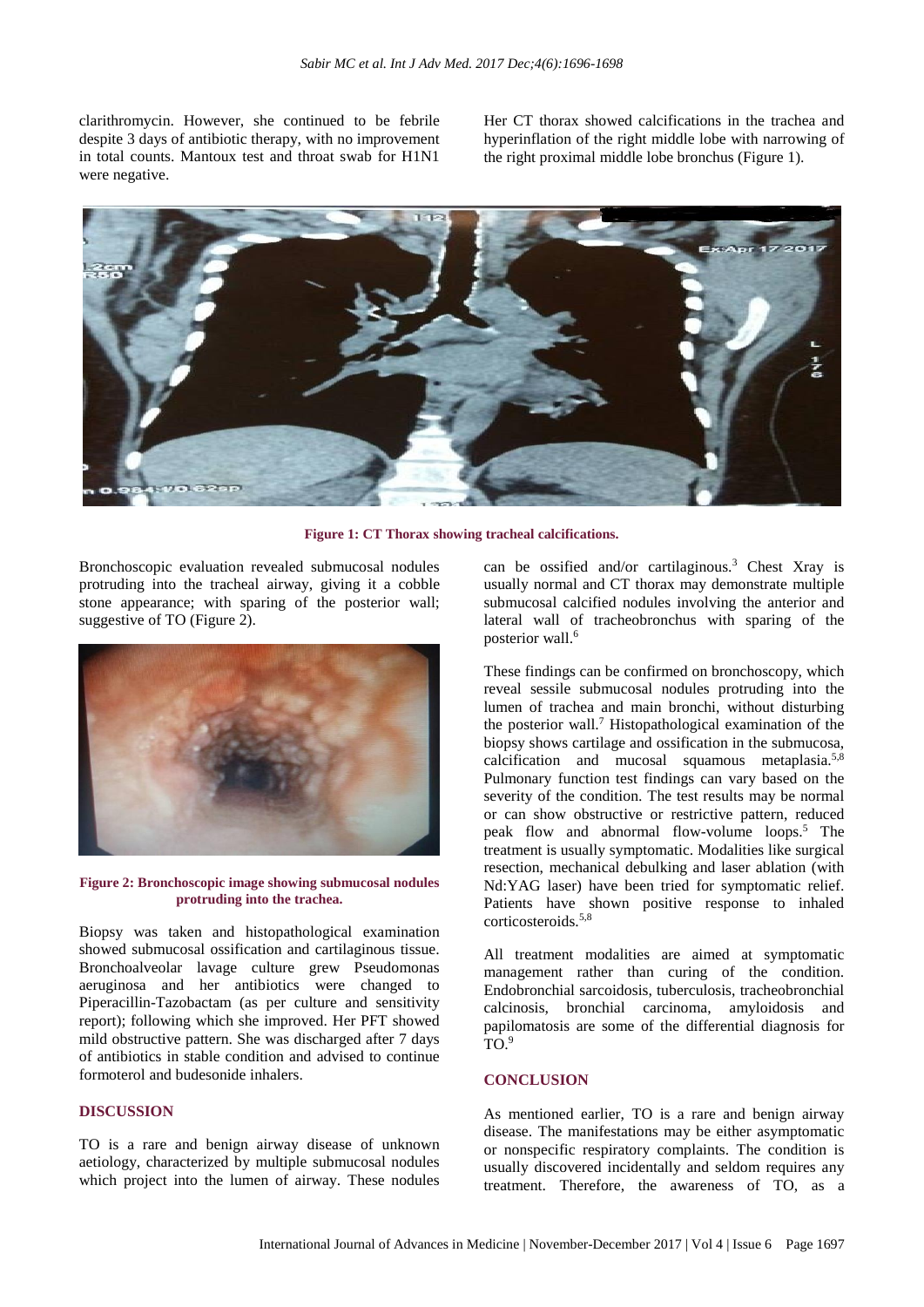clarithromycin. However, she continued to be febrile despite 3 days of antibiotic therapy, with no improvement in total counts. Mantoux test and throat swab for H1N1 were negative.

Her CT thorax showed calcifications in the trachea and hyperinflation of the right middle lobe with narrowing of the right proximal middle lobe bronchus (Figure 1).

**Figure 1: CT Thorax showing tracheal calcifications.**

Bronchoscopic evaluation revealed submucosal nodules protruding into the tracheal airway, giving it a cobble stone appearance; with sparing of the posterior wall; suggestive of TO (Figure 2).

**Figure 2: Bronchoscopic image showing submucosal nodules protruding into the trachea.**

Biopsy was taken and histopathological examination showed submucosal ossification and cartilaginous tissue. Bronchoalveolar lavage culture grew Pseudomonas aeruginosa and her antibiotics were changed to Piperacillin-Tazobactam (as per culture and sensitivity report); following which she improved. Her PFT showed mild obstructive pattern. She was discharged after 7 days of antibiotics in stable condition and advised to continue formoterol and budesonide inhalers.

## DISCUSSION

TO is a rare and benign airway disease of unknown aetiology, characterized by multiple submucosal nodules which project into the lumen of airway. These nodules can be ossified and/or cartilaginous.[3] Chest Xray is usually normal and CT thorax may demonstrate multiple submucosal calcified nodules involving the anterior and lateral wall of tracheobronchus with sparing of the posterior wall.[6]

These findings can be confirmed on bronchoscopy, which reveal sessile submucosal nodules protruding into the lumen of trachea and main bronchi, without disturbing the posterior wall.[7] Histopathological examination of the biopsy shows cartilage and ossification in the submucosa, calcification and mucosal squamous metaplasia.[5,8] Pulmonary function test findings can vary based on the severity of the condition. The test results may be normal or can show obstructive or restrictive pattern, reduced peak flow and abnormal flow-volume loops.[5] The treatment is usually symptomatic. Modalities like surgical resection, mechanical debulking and laser ablation (with Nd:YAG laser) have been tried for symptomatic relief. Patients have shown positive response to inhaled corticosteroids.[5,8]

All treatment modalities are aimed at symptomatic management rather than curing of the condition. Endobronchial sarcoidosis, tuberculosis, tracheobronchial calcinosis, bronchial carcinoma, amyloidosis and papilomatosis are some of the differential diagnosis for TO.[9]

## CONCLUSION

As mentioned earlier, TO is a rare and benign airway disease. The manifestations may be either asymptomatic or nonspecific respiratory complaints. The condition is usually discovered incidentally and seldom requires any treatment. Therefore, the awareness of TO, as a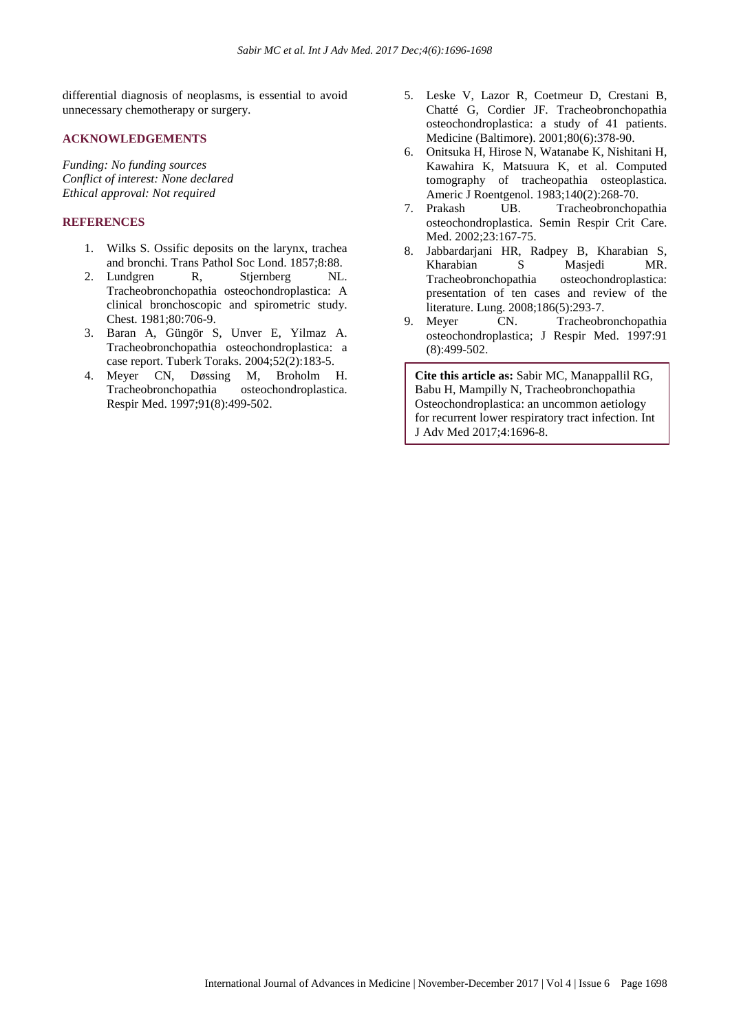differential diagnosis of neoplasms, is essential to avoid unnecessary chemotherapy or surgery.

## ACKNOWLEDGEMENTS

*Funding: No funding sources*
*Conflict of interest: None declared*
*Ethical approval: Not required*

## REFERENCES

1. Wilks S. Ossific deposits on the larynx, trachea and bronchi. Trans Pathol Soc Lond. 1857;8:88.
2. Lundgren R, Stjernberg NL. Tracheobronchopathia osteochondroplastica: A clinical bronchoscopic and spirometric study. Chest. 1981;80:706-9.
3. Baran A, Güngör S, Unver E, Yilmaz A. Tracheobronchopathia osteochondroplastica: a case report. Tuberk Toraks. 2004;52(2):183-5.
4. Meyer CN, Døssing M, Broholm H. Tracheobronchopathia osteochondroplastica. Respir Med. 1997;91(8):499-502.
5. Leske V, Lazor R, Coetmeur D, Crestani B, Chatté G, Cordier JF. Tracheobronchopathia osteochondroplastica: a study of 41 patients. Medicine (Baltimore). 2001;80(6):378-90.
6. Onitsuka H, Hirose N, Watanabe K, Nishitani H, Kawahira K, Matsuura K, et al. Computed tomography of tracheopathia osteoplastica. Americ J Roentgenol. 1983;140(2):268-70.
7. Prakash UB. Tracheobronchopathia osteochondroplastica. Semin Respir Crit Care. Med. 2002;23:167-75.
8. Jabbardarjani HR, Radpey B, Kharabian S, Kharabian S Masjedi MR. Tracheobronchopathia osteochondroplastica: presentation of ten cases and review of the literature. Lung. 2008;186(5):293-7.
9. Meyer CN. Tracheobronchopathia osteochondroplastica; J Respir Med. 1997:91 (8):499-502.

**Cite this article as:** Sabir MC, Manappallil RG, Babu H, Mampilly N, Tracheobronchopathia Osteochondroplastica: an uncommon aetiology for recurrent lower respiratory tract infection. Int J Adv Med 2017;4:1696-8.